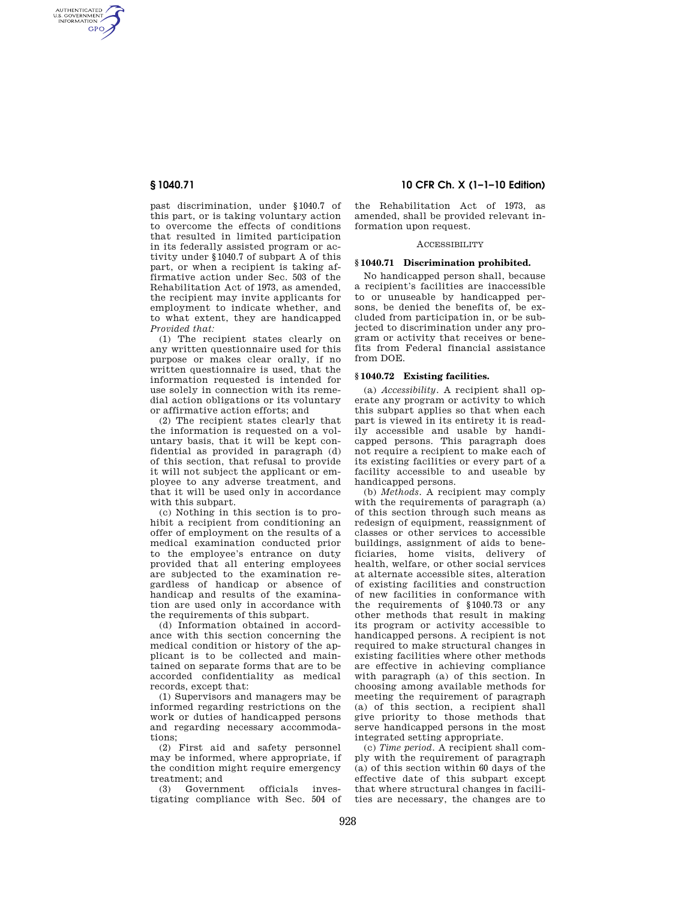past discrimination, under §1040.7 of this part, or is taking voluntary action to overcome the effects of conditions that resulted in limited participation in its federally assisted program or activity under §1040.7 of subpart A of this part, or when a recipient is taking affirmative action under Sec. 503 of the Rehabilitation Act of 1973, as amended, the recipient may invite applicants for employment to indicate whether, and to what extent, they are handicapped *Provided that:*

(1) The recipient states clearly on any written questionnaire used for this purpose or makes clear orally, if no written questionnaire is used, that the information requested is intended for use solely in connection with its remedial action obligations or its voluntary or affirmative action efforts; and

(2) The recipient states clearly that the information is requested on a voluntary basis, that it will be kept confidential as provided in paragraph (d) of this section, that refusal to provide it will not subject the applicant or employee to any adverse treatment, and that it will be used only in accordance with this subpart.

(c) Nothing in this section is to prohibit a recipient from conditioning an offer of employment on the results of a medical examination conducted prior to the employee's entrance on duty provided that all entering employees are subjected to the examination regardless of handicap or absence of handicap and results of the examination are used only in accordance with the requirements of this subpart.

(d) Information obtained in accordance with this section concerning the medical condition or history of the applicant is to be collected and maintained on separate forms that are to be accorded confidentiality as medical records, except that:

(1) Supervisors and managers may be informed regarding restrictions on the work or duties of handicapped persons and regarding necessary accommodations;

(2) First aid and safety personnel may be informed, where appropriate, if the condition might require emergency treatment; and

(3) Government officials investigating compliance with Sec. 504 of the Rehabilitation Act of 1973, as amended, shall be provided relevant information upon request.

ACCESSIBILITY

## § 1040.71 Discrimination prohibited.

No handicapped person shall, because a recipient's facilities are inaccessible to or unuseable by handicapped persons, be denied the benefits of, be excluded from participation in, or be subjected to discrimination under any program or activity that receives or benefits from Federal financial assistance from DOE.

## § 1040.72 Existing facilities.

(a) *Accessibility.* A recipient shall operate any program or activity to which this subpart applies so that when each part is viewed in its entirety it is readily accessible and usable by handicapped persons. This paragraph does not require a recipient to make each of its existing facilities or every part of a facility accessible to and useable by handicapped persons.

(b) *Methods.* A recipient may comply with the requirements of paragraph (a) of this section through such means as redesign of equipment, reassignment of classes or other services to accessible buildings, assignment of aids to beneficiaries, home visits, delivery of health, welfare, or other social services at alternate accessible sites, alteration of existing facilities and construction of new facilities in conformance with the requirements of §1040.73 or any other methods that result in making its program or activity accessible to handicapped persons. A recipient is not required to make structural changes in existing facilities where other methods are effective in achieving compliance with paragraph (a) of this section. In choosing among available methods for meeting the requirement of paragraph (a) of this section, a recipient shall give priority to those methods that serve handicapped persons in the most integrated setting appropriate.

(c) *Time period.* A recipient shall comply with the requirement of paragraph (a) of this section within 60 days of the effective date of this subpart except that where structural changes in facilities are necessary, the changes are to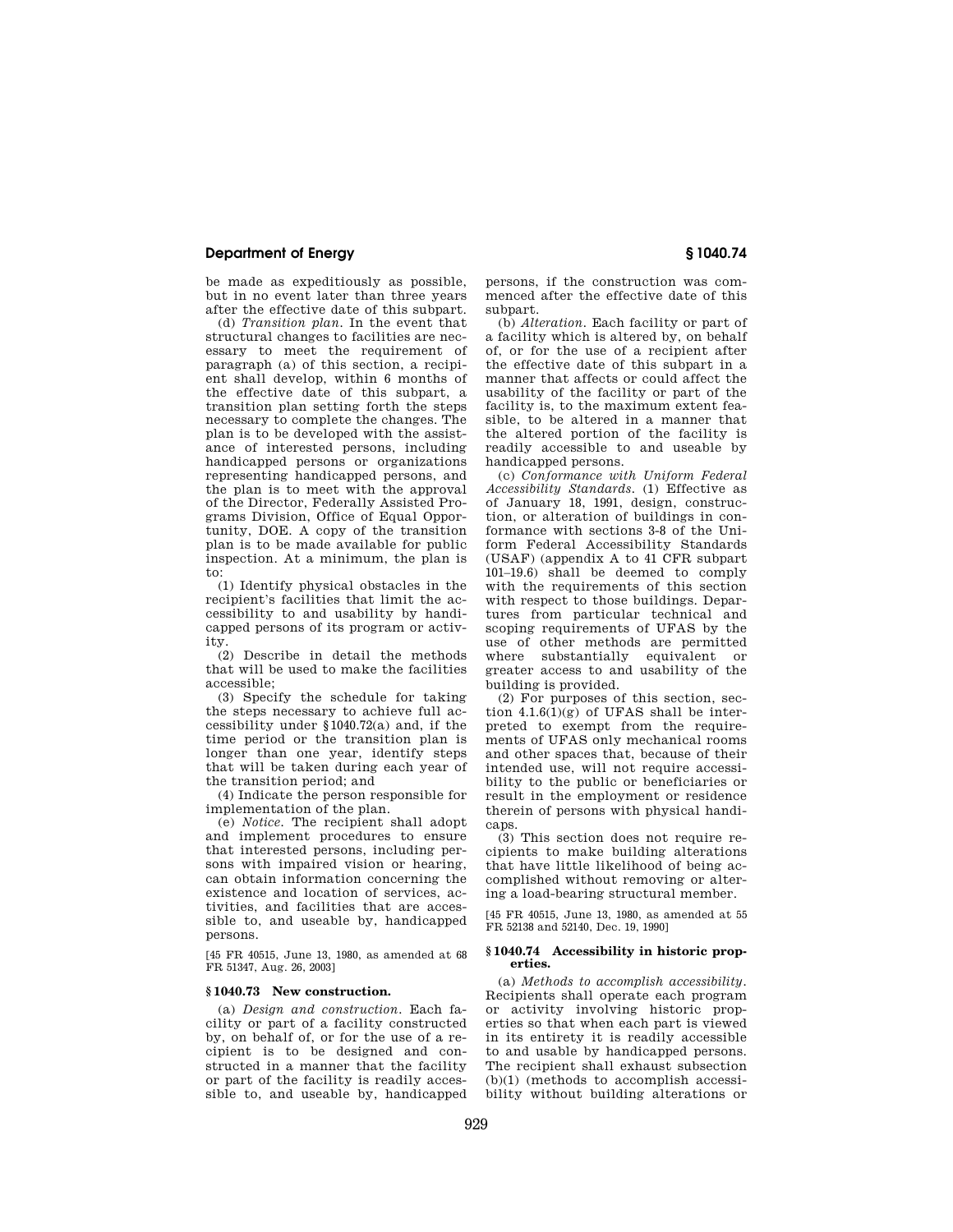be made as expeditiously as possible, but in no event later than three years after the effective date of this subpart.

(d) *Transition plan.* In the event that structural changes to facilities are necessary to meet the requirement of paragraph (a) of this section, a recipient shall develop, within 6 months of the effective date of this subpart, a transition plan setting forth the steps necessary to complete the changes. The plan is to be developed with the assistance of interested persons, including handicapped persons or organizations representing handicapped persons, and the plan is to meet with the approval of the Director, Federally Assisted Programs Division, Office of Equal Opportunity, DOE. A copy of the transition plan is to be made available for public inspection. At a minimum, the plan is to:

(1) Identify physical obstacles in the recipient's facilities that limit the accessibility to and usability by handicapped persons of its program or activity.

(2) Describe in detail the methods that will be used to make the facilities accessible;

(3) Specify the schedule for taking the steps necessary to achieve full accessibility under §1040.72(a) and, if the time period or the transition plan is longer than one year, identify steps that will be taken during each year of the transition period; and

(4) Indicate the person responsible for implementation of the plan.

(e) *Notice.* The recipient shall adopt and implement procedures to ensure that interested persons, including persons with impaired vision or hearing, can obtain information concerning the existence and location of services, activities, and facilities that are accessible to, and useable by, handicapped persons.

[45 FR 40515, June 13, 1980, as amended at 68 FR 51347, Aug. 26, 2003]

## §1040.73 New construction.

(a) *Design and construction.* Each facility or part of a facility constructed by, on behalf of, or for the use of a recipient is to be designed and constructed in a manner that the facility or part of the facility is readily accessible to, and useable by, handicapped persons, if the construction was commenced after the effective date of this subpart.

(b) *Alteration.* Each facility or part of a facility which is altered by, on behalf of, or for the use of a recipient after the effective date of this subpart in a manner that affects or could affect the usability of the facility or part of the facility is, to the maximum extent feasible, to be altered in a manner that the altered portion of the facility is readily accessible to and useable by handicapped persons.

(c) *Conformance with Uniform Federal Accessibility Standards.* (1) Effective as of January 18, 1991, design, construction, or alteration of buildings in conformance with sections 3-8 of the Uniform Federal Accessibility Standards (USAF) (appendix A to 41 CFR subpart 101–19.6) shall be deemed to comply with the requirements of this section with respect to those buildings. Departures from particular technical and scoping requirements of UFAS by the use of other methods are permitted where substantially equivalent or greater access to and usability of the building is provided.

(2) For purposes of this section, section 4.1.6(1)(g) of UFAS shall be interpreted to exempt from the requirements of UFAS only mechanical rooms and other spaces that, because of their intended use, will not require accessibility to the public or beneficiaries or result in the employment or residence therein of persons with physical handicaps.

(3) This section does not require recipients to make building alterations that have little likelihood of being accomplished without removing or altering a load-bearing structural member.

[45 FR 40515, June 13, 1980, as amended at 55 FR 52138 and 52140, Dec. 19, 1990]

## §1040.74 Accessibility in historic properties.

(a) *Methods to accomplish accessibility.* Recipients shall operate each program or activity involving historic properties so that when each part is viewed in its entirety it is readily accessible to and usable by handicapped persons. The recipient shall exhaust subsection (b)(1) (methods to accomplish accessibility without building alterations or